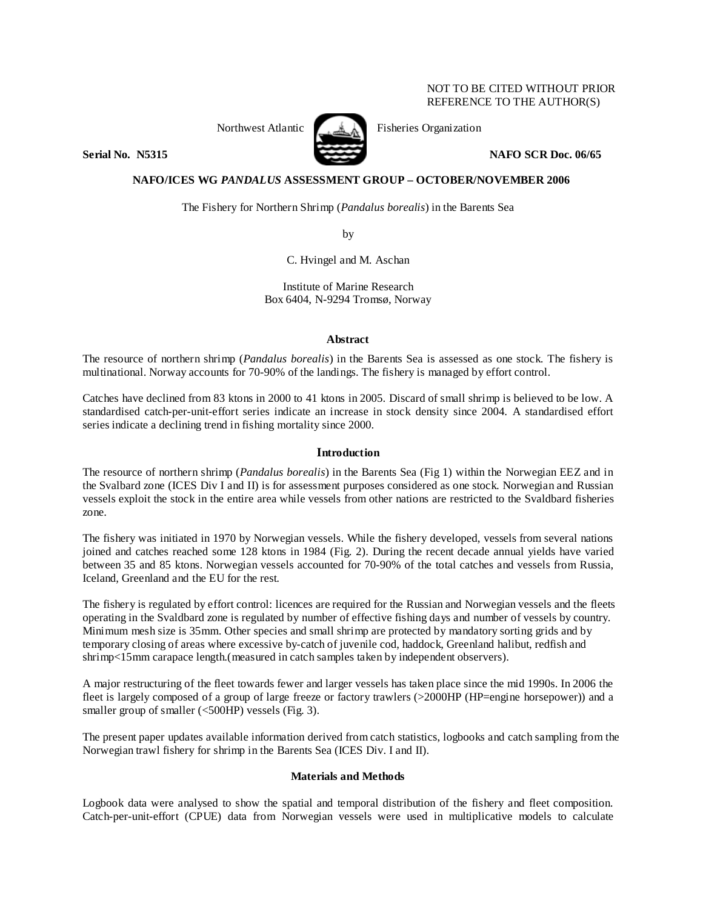NOT TO BE CITED WITHOUT PRIOR REFERENCE TO THE AUTHOR(S)

Northwest Atlantic Fisheries Organization

**Serial No. N5315** **NAFO SCR Doc. 06/65**

**NAFO/ICES WG *PANDALUS* ASSESSMENT GROUP – OCTOBER/NOVEMBER 2006**

The Fishery for Northern Shrimp (*Pandalus borealis*) in the Barents Sea

by

C. Hvingel and M. Aschan

Institute of Marine Research
Box 6404, N-9294 Tromsø, Norway

## Abstract

The resource of northern shrimp (*Pandalus borealis*) in the Barents Sea is assessed as one stock. The fishery is multinational. Norway accounts for 70-90% of the landings. The fishery is managed by effort control.

Catches have declined from 83 ktons in 2000 to 41 ktons in 2005. Discard of small shrimp is believed to be low. A standardised catch-per-unit-effort series indicate an increase in stock density since 2004. A standardised effort series indicate a declining trend in fishing mortality since 2000.

## Introduction

The resource of northern shrimp (*Pandalus borealis*) in the Barents Sea (Fig 1) within the Norwegian EEZ and in the Svalbard zone (ICES Div I and II) is for assessment purposes considered as one stock. Norwegian and Russian vessels exploit the stock in the entire area while vessels from other nations are restricted to the Svaldbard fisheries zone.

The fishery was initiated in 1970 by Norwegian vessels. While the fishery developed, vessels from several nations joined and catches reached some 128 ktons in 1984 (Fig. 2). During the recent decade annual yields have varied between 35 and 85 ktons. Norwegian vessels accounted for 70-90% of the total catches and vessels from Russia, Iceland, Greenland and the EU for the rest.

The fishery is regulated by effort control: licences are required for the Russian and Norwegian vessels and the fleets operating in the Svalbard zone is regulated by number of effective fishing days and number of vessels by country. Minimum mesh size is 35mm. Other species and small shrimp are protected by mandatory sorting grids and by temporary closing of areas where excessive by-catch of juvenile cod, haddock, Greenland halibut, redfish and shrimp<15mm carapace length.(measured in catch samples taken by independent observers).

A major restructuring of the fleet towards fewer and larger vessels has taken place since the mid 1990s. In 2006 the fleet is largely composed of a group of large freeze or factory trawlers (>2000HP (HP=engine horsepower)) and a smaller group of smaller (<500HP) vessels (Fig. 3).

The present paper updates available information derived from catch statistics, logbooks and catch sampling from the Norwegian trawl fishery for shrimp in the Barents Sea (ICES Div. I and II).

## Materials and Methods

Logbook data were analysed to show the spatial and temporal distribution of the fishery and fleet composition. Catch-per-unit-effort (CPUE) data from Norwegian vessels were used in multiplicative models to calculate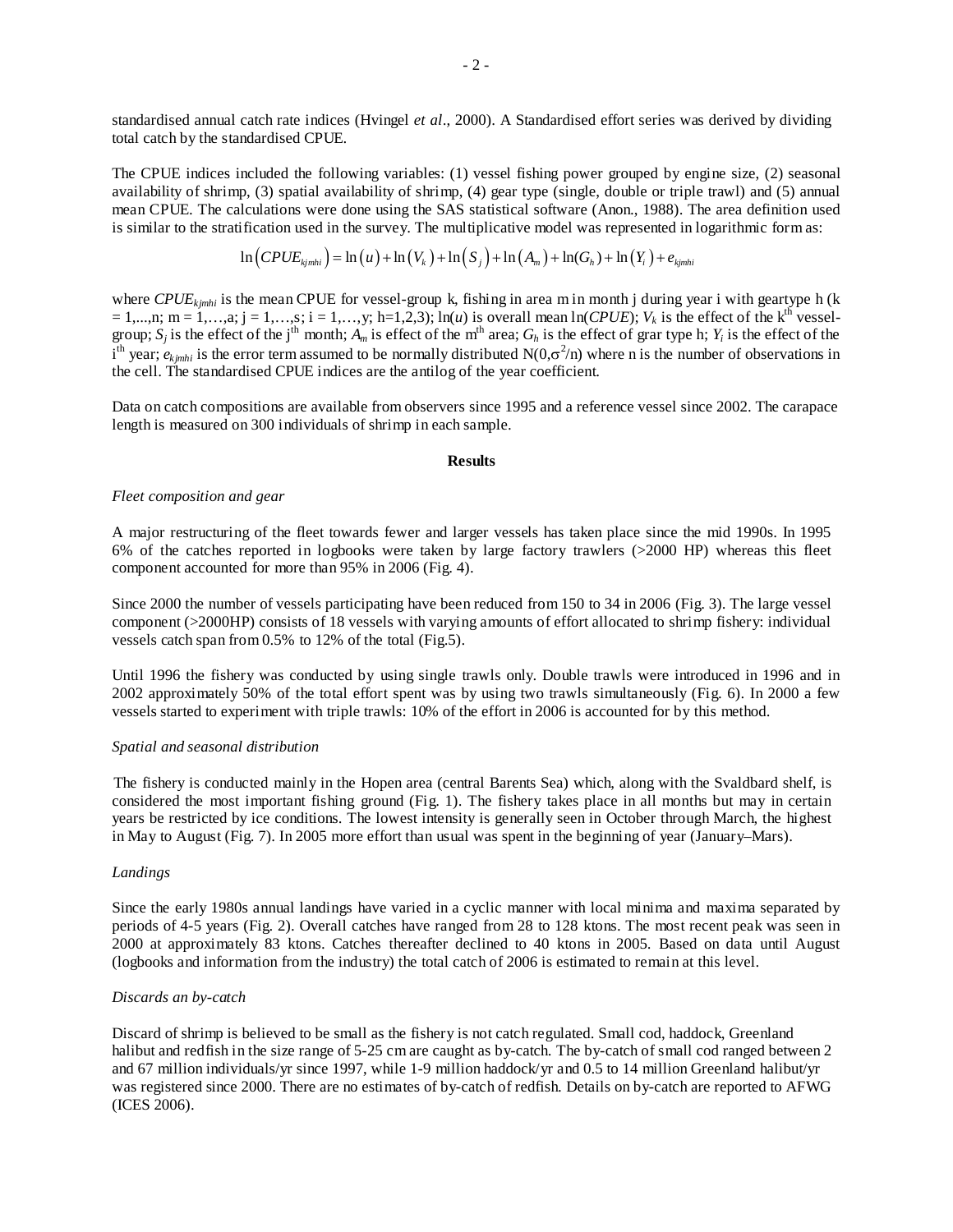standardised annual catch rate indices (Hvingel *et al*., 2000). A Standardised effort series was derived by dividing total catch by the standardised CPUE.

The CPUE indices included the following variables: (1) vessel fishing power grouped by engine size, (2) seasonal availability of shrimp, (3) spatial availability of shrimp, (4) gear type (single, double or triple trawl) and (5) annual mean CPUE. The calculations were done using the SAS statistical software (Anon., 1988). The area definition used is similar to the stratification used in the survey. The multiplicative model was represented in logarithmic form as:

$$\ln\left(CPUE_{kjmhi}\right) = \ln\left(u\right) + \ln\left(V_k\right) + \ln\left(S_j\right) + \ln\left(A_m\right) + \ln(G_h) + \ln\left(Y_i\right) + e_{kjmhi}$$

where $CPUE_{kjmhi}$ is the mean CPUE for vessel-group k, fishing in area m in month j during year i with geartype h (k = 1,...,n; m = 1,…,a; j = 1,…,s; i = 1,…,y; h=1,2,3); ln($u$) is overall mean ln($CPUE$); $V_k$ is the effect of the k[th] vessel-group; $S_j$ is the effect of the j[th] month; $A_m$ is effect of the m[th] area; $G_h$ is the effect of grar type h; $Y_i$ is the effect of the i[th] year; $e_{kjmhi}$ is the error term assumed to be normally distributed $N(0,\sigma^2/n)$ where n is the number of observations in the cell. The standardised CPUE indices are the antilog of the year coefficient.

Data on catch compositions are available from observers since 1995 and a reference vessel since 2002. The carapace length is measured on 300 individuals of shrimp in each sample.

## Results

### *Fleet composition and gear*

A major restructuring of the fleet towards fewer and larger vessels has taken place since the mid 1990s. In 1995 6% of the catches reported in logbooks were taken by large factory trawlers (>2000 HP) whereas this fleet component accounted for more than 95% in 2006 (Fig. 4).

Since 2000 the number of vessels participating have been reduced from 150 to 34 in 2006 (Fig. 3). The large vessel component (>2000HP) consists of 18 vessels with varying amounts of effort allocated to shrimp fishery: individual vessels catch span from 0.5% to 12% of the total (Fig.5).

Until 1996 the fishery was conducted by using single trawls only. Double trawls were introduced in 1996 and in 2002 approximately 50% of the total effort spent was by using two trawls simultaneously (Fig. 6). In 2000 a few vessels started to experiment with triple trawls: 10% of the effort in 2006 is accounted for by this method.

### *Spatial and seasonal distribution*

The fishery is conducted mainly in the Hopen area (central Barents Sea) which, along with the Svaldbard shelf, is considered the most important fishing ground (Fig. 1). The fishery takes place in all months but may in certain years be restricted by ice conditions. The lowest intensity is generally seen in October through March, the highest in May to August (Fig. 7). In 2005 more effort than usual was spent in the beginning of year (January–Mars).

### *Landings*

Since the early 1980s annual landings have varied in a cyclic manner with local minima and maxima separated by periods of 4-5 years (Fig. 2). Overall catches have ranged from 28 to 128 ktons. The most recent peak was seen in 2000 at approximately 83 ktons. Catches thereafter declined to 40 ktons in 2005. Based on data until August (logbooks and information from the industry) the total catch of 2006 is estimated to remain at this level.

### *Discards an by-catch*

Discard of shrimp is believed to be small as the fishery is not catch regulated. Small cod, haddock, Greenland halibut and redfish in the size range of 5-25 cm are caught as by-catch. The by-catch of small cod ranged between 2 and 67 million individuals/yr since 1997, while 1-9 million haddock/yr and 0.5 to 14 million Greenland halibut/yr was registered since 2000. There are no estimates of by-catch of redfish. Details on by-catch are reported to AFWG (ICES 2006).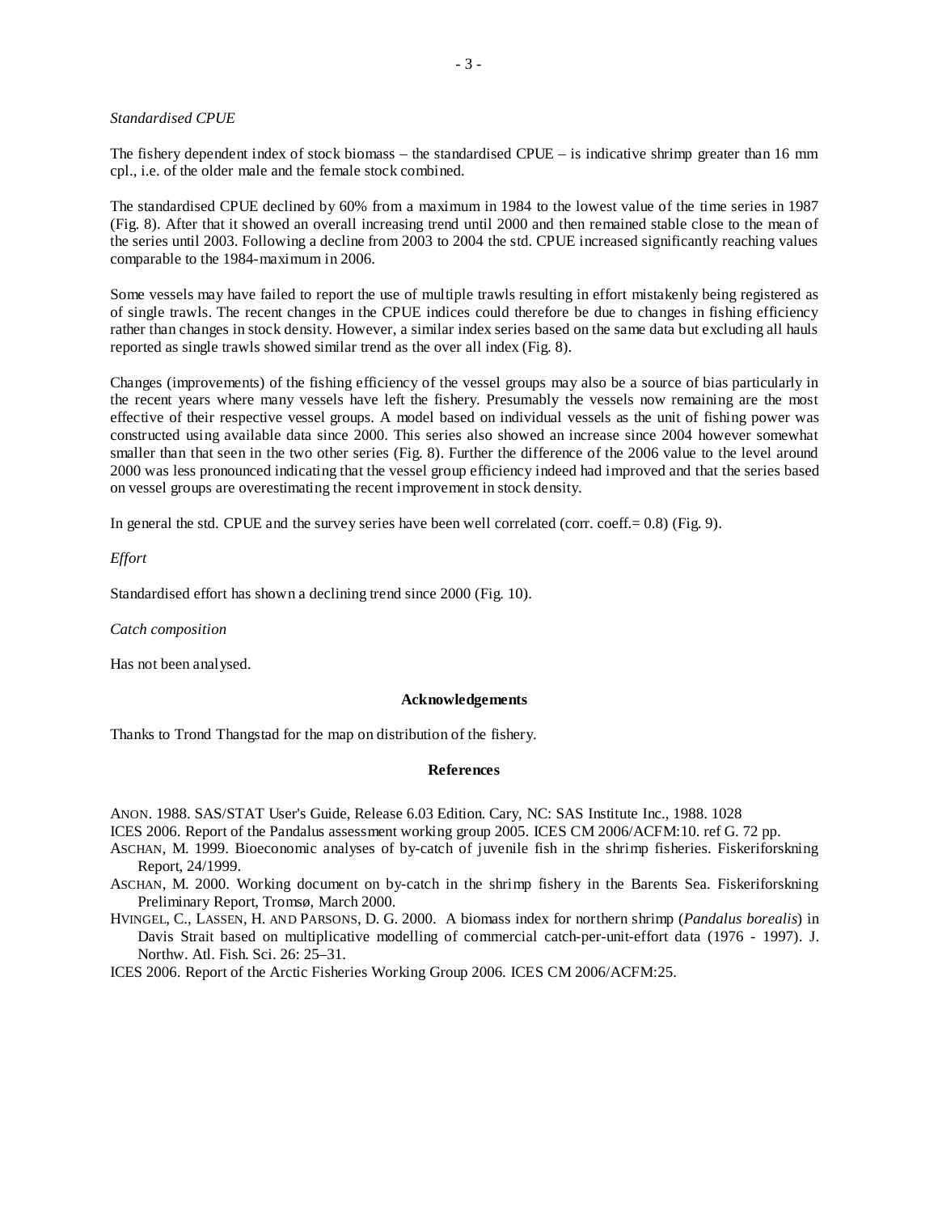*Standardised CPUE*

The fishery dependent index of stock biomass – the standardised CPUE – is indicative shrimp greater than 16 mm cpl., i.e. of the older male and the female stock combined.

The standardised CPUE declined by 60% from a maximum in 1984 to the lowest value of the time series in 1987 (Fig. 8). After that it showed an overall increasing trend until 2000 and then remained stable close to the mean of the series until 2003. Following a decline from 2003 to 2004 the std. CPUE increased significantly reaching values comparable to the 1984-maximum in 2006.

Some vessels may have failed to report the use of multiple trawls resulting in effort mistakenly being registered as of single trawls. The recent changes in the CPUE indices could therefore be due to changes in fishing efficiency rather than changes in stock density. However, a similar index series based on the same data but excluding all hauls reported as single trawls showed similar trend as the over all index (Fig. 8).

Changes (improvements) of the fishing efficiency of the vessel groups may also be a source of bias particularly in the recent years where many vessels have left the fishery. Presumably the vessels now remaining are the most effective of their respective vessel groups. A model based on individual vessels as the unit of fishing power was constructed using available data since 2000. This series also showed an increase since 2004 however somewhat smaller than that seen in the two other series (Fig. 8). Further the difference of the 2006 value to the level around 2000 was less pronounced indicating that the vessel group efficiency indeed had improved and that the series based on vessel groups are overestimating the recent improvement in stock density.

In general the std. CPUE and the survey series have been well correlated (corr. coeff.= 0.8) (Fig. 9).

*Effort*

Standardised effort has shown a declining trend since 2000 (Fig. 10).

*Catch composition*

Has not been analysed.

**Acknowledgements**

Thanks to Trond Thangstad for the map on distribution of the fishery.

**References**

ANON. 1988. SAS/STAT User's Guide, Release 6.03 Edition. Cary, NC: SAS Institute Inc., 1988. 1028

ICES 2006. Report of the Pandalus assessment working group 2005. ICES CM 2006/ACFM:10. ref G. 72 pp.

ASCHAN, M. 1999. Bioeconomic analyses of by-catch of juvenile fish in the shrimp fisheries. Fiskeriforskning Report, 24/1999.

ASCHAN, M. 2000. Working document on by-catch in the shrimp fishery in the Barents Sea. Fiskeriforskning Preliminary Report, Tromsø, March 2000.

HVINGEL, C., LASSEN, H. AND PARSONS, D. G. 2000. A biomass index for northern shrimp (*Pandalus borealis*) in Davis Strait based on multiplicative modelling of commercial catch-per-unit-effort data (1976 - 1997). J. Northw. Atl. Fish. Sci. 26: 25–31.

ICES 2006. Report of the Arctic Fisheries Working Group 2006. ICES CM 2006/ACFM:25.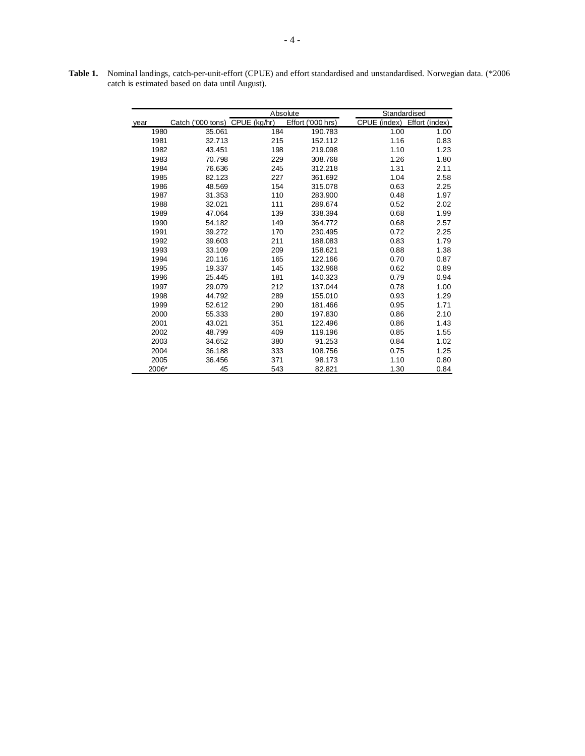**Table 1.** Nominal landings, catch-per-unit-effort (CPUE) and effort standardised and unstandardised. Norwegian data. (*2006 catch is estimated based on data until August).

| | | Absolute | | Standardised | |
|---|---|---|---|---|---|
| year | Catch ('000 tons) | CPUE (kg/hr) | Effort ('000 hrs) | CPUE (index) | Effort (index) |
| 1980 | 35.061 | 184 | 190.783 | 1.00 | 1.00 |
| 1981 | 32.713 | 215 | 152.112 | 1.16 | 0.83 |
| 1982 | 43.451 | 198 | 219.098 | 1.10 | 1.23 |
| 1983 | 70.798 | 229 | 308.768 | 1.26 | 1.80 |
| 1984 | 76.636 | 245 | 312.218 | 1.31 | 2.11 |
| 1985 | 82.123 | 227 | 361.692 | 1.04 | 2.58 |
| 1986 | 48.569 | 154 | 315.078 | 0.63 | 2.25 |
| 1987 | 31.353 | 110 | 283.900 | 0.48 | 1.97 |
| 1988 | 32.021 | 111 | 289.674 | 0.52 | 2.02 |
| 1989 | 47.064 | 139 | 338.394 | 0.68 | 1.99 |
| 1990 | 54.182 | 149 | 364.772 | 0.68 | 2.57 |
| 1991 | 39.272 | 170 | 230.495 | 0.72 | 2.25 |
| 1992 | 39.603 | 211 | 188.083 | 0.83 | 1.79 |
| 1993 | 33.109 | 209 | 158.621 | 0.88 | 1.38 |
| 1994 | 20.116 | 165 | 122.166 | 0.70 | 0.87 |
| 1995 | 19.337 | 145 | 132.968 | 0.62 | 0.89 |
| 1996 | 25.445 | 181 | 140.323 | 0.79 | 0.94 |
| 1997 | 29.079 | 212 | 137.044 | 0.78 | 1.00 |
| 1998 | 44.792 | 289 | 155.010 | 0.93 | 1.29 |
| 1999 | 52.612 | 290 | 181.466 | 0.95 | 1.71 |
| 2000 | 55.333 | 280 | 197.830 | 0.86 | 2.10 |
| 2001 | 43.021 | 351 | 122.496 | 0.86 | 1.43 |
| 2002 | 48.799 | 409 | 119.196 | 0.85 | 1.55 |
| 2003 | 34.652 | 380 | 91.253 | 0.84 | 1.02 |
| 2004 | 36.188 | 333 | 108.756 | 0.75 | 1.25 |
| 2005 | 36.456 | 371 | 98.173 | 1.10 | 0.80 |
| 2006* | 45 | 543 | 82.821 | 1.30 | 0.84 |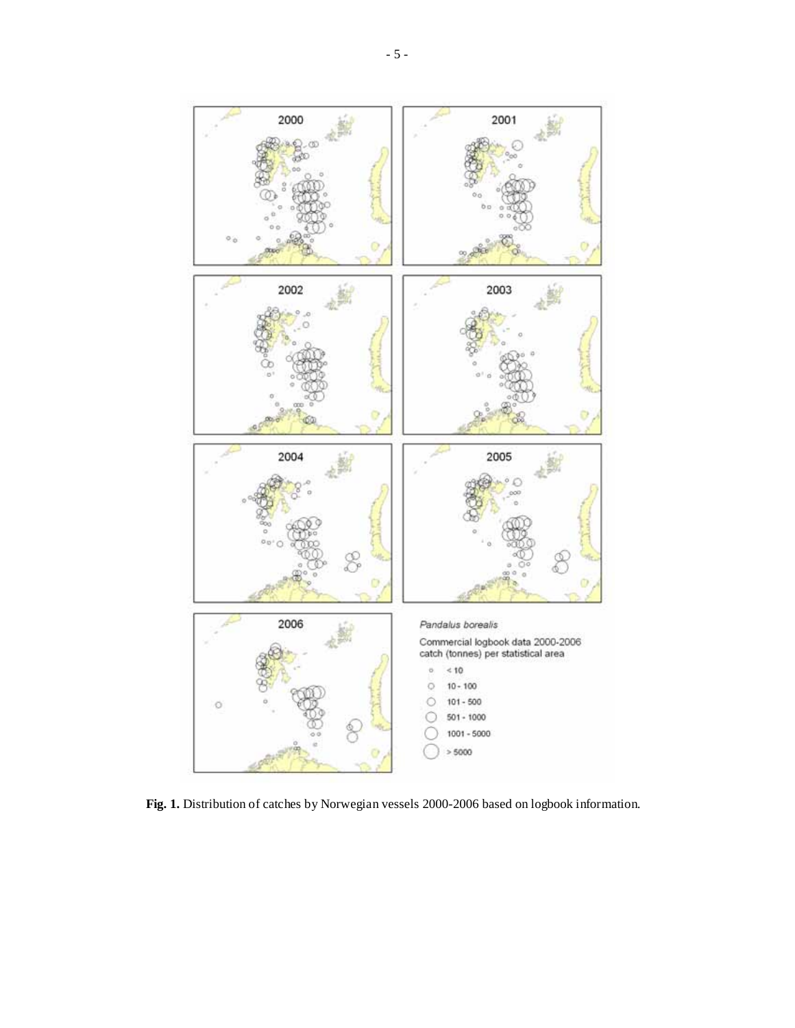**Fig. 1.** Distribution of catches by Norwegian vessels 2000-2006 based on logbook information.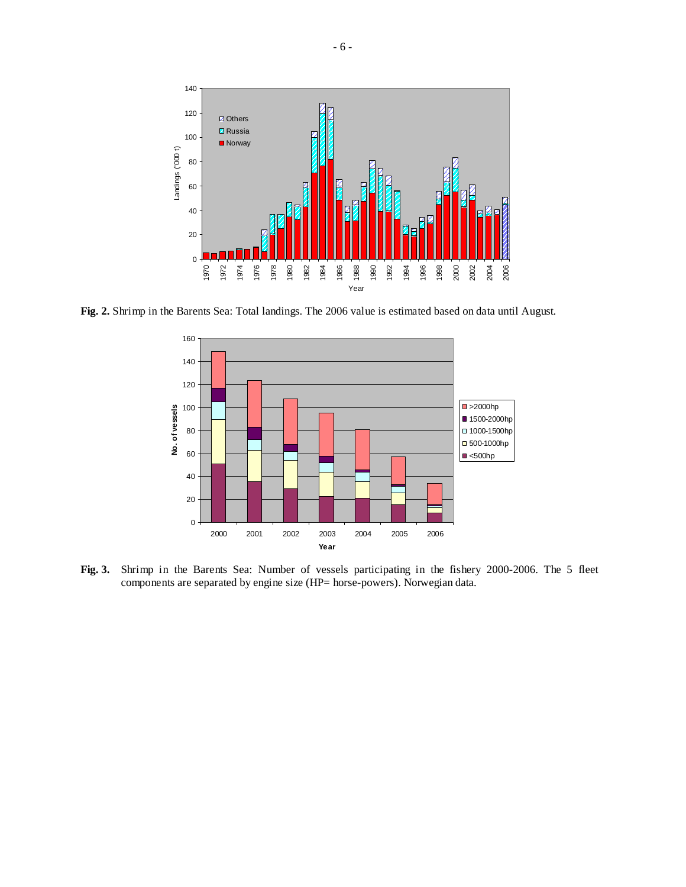**Fig. 2.** Shrimp in the Barents Sea: Total landings. The 2006 value is estimated based on data until August.

**Fig. 3.** Shrimp in the Barents Sea: Number of vessels participating in the fishery 2000-2006. The 5 fleet components are separated by engine size (HP= horse-powers). Norwegian data.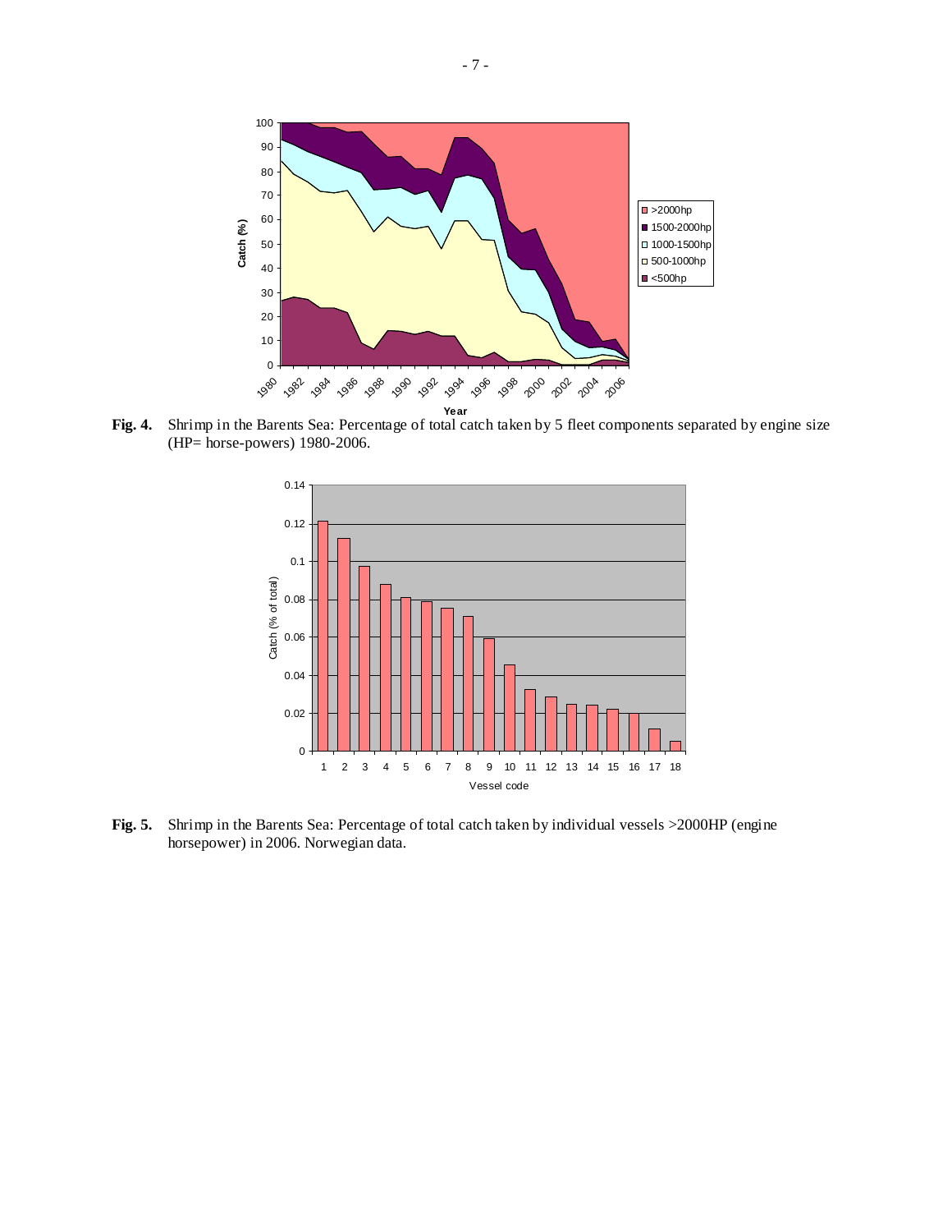**Fig. 4.** Shrimp in the Barents Sea: Percentage of total catch taken by 5 fleet components separated by engine size (HP= horse-powers) 1980-2006.

**Fig. 5.** Shrimp in the Barents Sea: Percentage of total catch taken by individual vessels >2000HP (engine horsepower) in 2006. Norwegian data.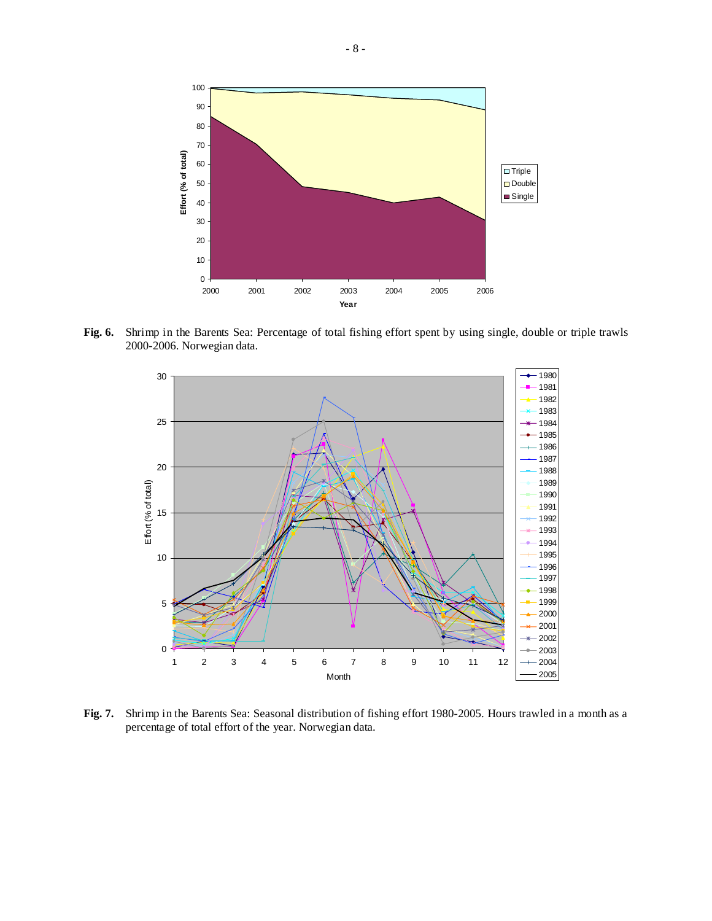**Fig. 6.** Shrimp in the Barents Sea: Percentage of total fishing effort spent by using single, double or triple trawls 2000-2006. Norwegian data.

**Fig. 7.** Shrimp in the Barents Sea: Seasonal distribution of fishing effort 1980-2005. Hours trawled in a month as a percentage of total effort of the year. Norwegian data.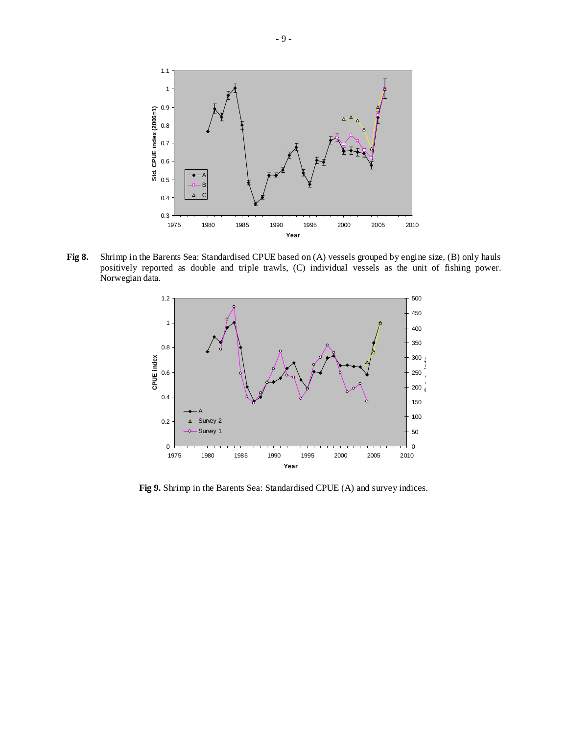**Fig 8.** Shrimp in the Barents Sea: Standardised CPUE based on (A) vessels grouped by engine size, (B) only hauls positively reported as double and triple trawls, (C) individual vessels as the unit of fishing power. Norwegian data.

**Fig 9.** Shrimp in the Barents Sea: Standardised CPUE (A) and survey indices.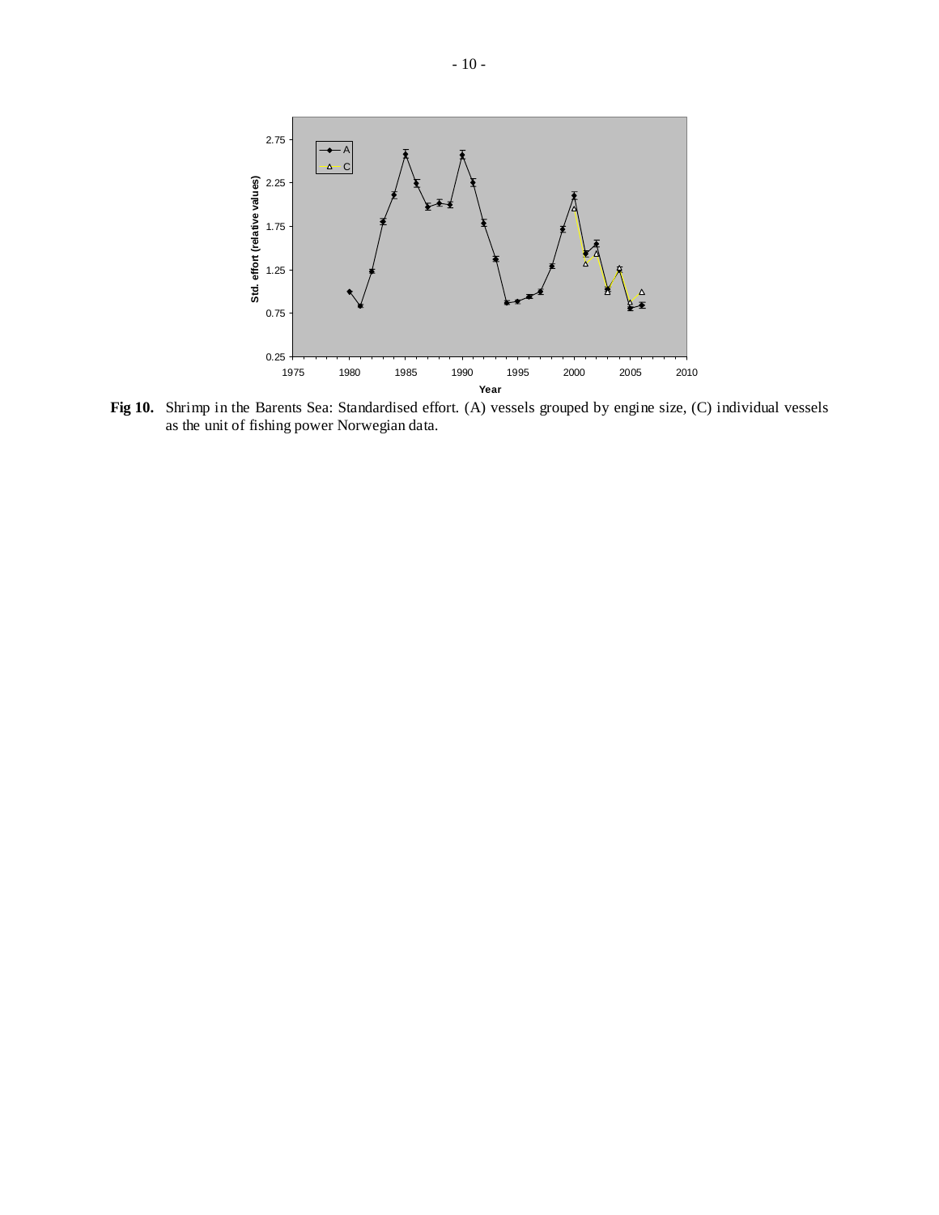**Fig 10.** Shrimp in the Barents Sea: Standardised effort. (A) vessels grouped by engine size, (C) individual vessels as the unit of fishing power Norwegian data.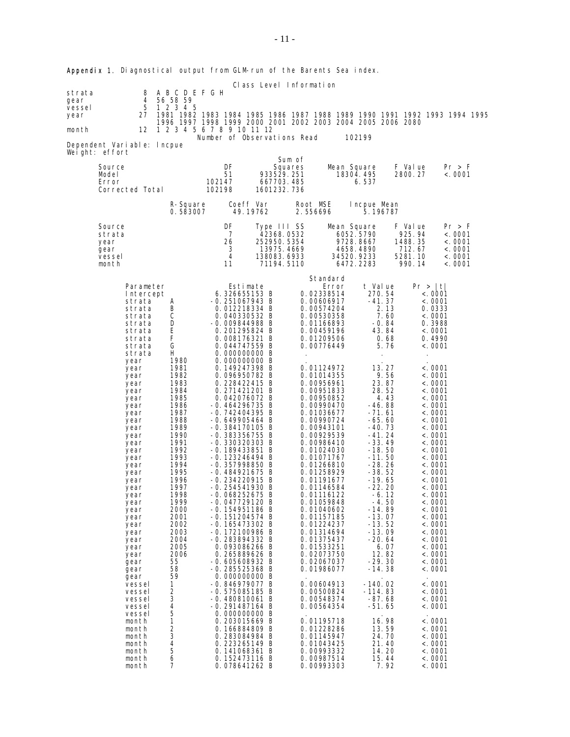**Appendix 1.** Diagnostical output from GLM-run of the Barents Sea index.

```
                                   Class Level Information
strata            8   A B C D E F G H
gear              4   56 58 59
vessel            5   1 2 3 4 5
year             27   1981 1982 1983 1984 1985 1986 1987 1988 1989 1990 1991 1992 1993 1994 1995
                      1996 1997 1998 1999 2000 2001 2002 2003 2004 2005 2006 2080
month            12   1 2 3 4 5 6 7 8 9 10 11 12
                          Number of Observations Read        102199
Dependent Variable: lncpue
Weight: effort
                                            Sum of
      Source                    DF         Squares       Mean Square    F Value    Pr > F
      Model                     51      933529.251         18304.495    2800.27    <.0001
      Error                 102147      667703.485             6.537
      Corrected Total       102198     1601232.736

                      R-Square     Coeff Var      Root MSE    lncpue Mean
                      0.583007      49.19762      2.556696       5.196787

      Source                    DF     Type III SS       Mean Square    F Value    Pr > F
      strata                     7      42368.0532         6052.5790     925.94    <.0001
      year                      26     252950.5354         9728.8667    1488.35    <.0001
      gear                       3      13975.4669         4658.4890     712.67    <.0001
      vessel                     4     138083.6933        34520.9233    5281.10    <.0001
      month                     11      71194.5110         6472.2283     990.14    <.0001

                                                        Standard
          Parameter                 Estimate               Error     t Value     Pr > |t|
          Intercept            6.326655153 B          0.02338514      270.54       <.0001
          strata     A        -0.251067943 B          0.00606917      -41.37       <.0001
          strata     B         0.012218334 B          0.00574204        2.13       0.0333
          strata     C         0.040330532 B          0.00530358        7.60       <.0001
          strata     D        -0.009844988 B          0.01166893       -0.84       0.3988
          strata     E         0.201295824 B          0.00459196       43.84       <.0001
          strata     F         0.008176321 B          0.01209506        0.68       0.4990
          strata     G         0.044747559 B          0.00776449        5.76       <.0001
          strata     H         0.000000000 B           .                 .          .
          year       1980      0.000000000 B           .                 .          .
          year       1981      0.149247398 B          0.01124972       13.27       <.0001
          year       1982      0.096950782 B          0.01014355        9.56       <.0001
          year       1983      0.228422415 B          0.00956961       23.87       <.0001
          year       1984      0.271421201 B          0.00951833       28.52       <.0001
          year       1985      0.042076072 B          0.00950852        4.43       <.0001
          year       1986     -0.464296735 B          0.00990470      -46.88       <.0001
          year       1987     -0.742404395 B          0.01036677      -71.61       <.0001
          year       1988     -0.649905464 B          0.00990724      -65.60       <.0001
          year       1989     -0.384170105 B          0.00943101      -40.73       <.0001
          year       1990     -0.383356755 B          0.00929539      -41.24       <.0001
          year       1991     -0.330320303 B          0.00986410      -33.49       <.0001
          year       1992     -0.189433851 B          0.01024030      -18.50       <.0001
          year       1993     -0.123246494 B          0.01071767      -11.50       <.0001
          year       1994     -0.357998850 B          0.01266810      -28.26       <.0001
          year       1995     -0.484921675 B          0.01258929      -38.52       <.0001
          year       1996     -0.234220915 B          0.01191677      -19.65       <.0001
          year       1997     -0.254541930 B          0.01146584      -22.20       <.0001
          year       1998     -0.068252675 B          0.01116122       -6.12       <.0001
          year       1999     -0.047729120 B          0.01059848       -4.50       <.0001
          year       2000     -0.154951186 B          0.01040602      -14.89       <.0001
          year       2001     -0.151204574 B          0.01157185      -13.07       <.0001
          year       2002     -0.165473302 B          0.01224237      -13.52       <.0001
          year       2003     -0.172100986 B          0.01314694      -13.09       <.0001
          year       2004     -0.283894332 B          0.01375437      -20.64       <.0001
          year       2005      0.093086266 B          0.01533251        6.07       <.0001
          year       2006      0.265889626 B          0.02073750       12.82       <.0001
          gear       55       -0.605608932 B          0.02067037      -29.30       <.0001
          gear       58       -0.285525368 B          0.01986077      -14.38       <.0001
          gear       59        0.000000000 B           .                 .          .
          vessel     1        -0.846979077 B          0.00604913     -140.02       <.0001
          vessel     2        -0.575085185 B          0.00500824     -114.83       <.0001
          vessel     3        -0.480810061 B          0.00548374      -87.68       <.0001
          vessel     4        -0.291487164 B          0.00564354      -51.65       <.0001
          vessel     5         0.000000000 B           .                 .          .
          month      1         0.203015669 B          0.01195718       16.98       <.0001
          month      2         0.166884809 B          0.01228286       13.59       <.0001
          month      3         0.283084984 B          0.01145947       24.70       <.0001
          month      4         0.223265149 B          0.01043425       21.40       <.0001
          month      5         0.141068361 B          0.00993332       14.20       <.0001
          month      6         0.152473116 B          0.00987514       15.44       <.0001
          month      7         0.078641262 B          0.00993303        7.92       <.0001
```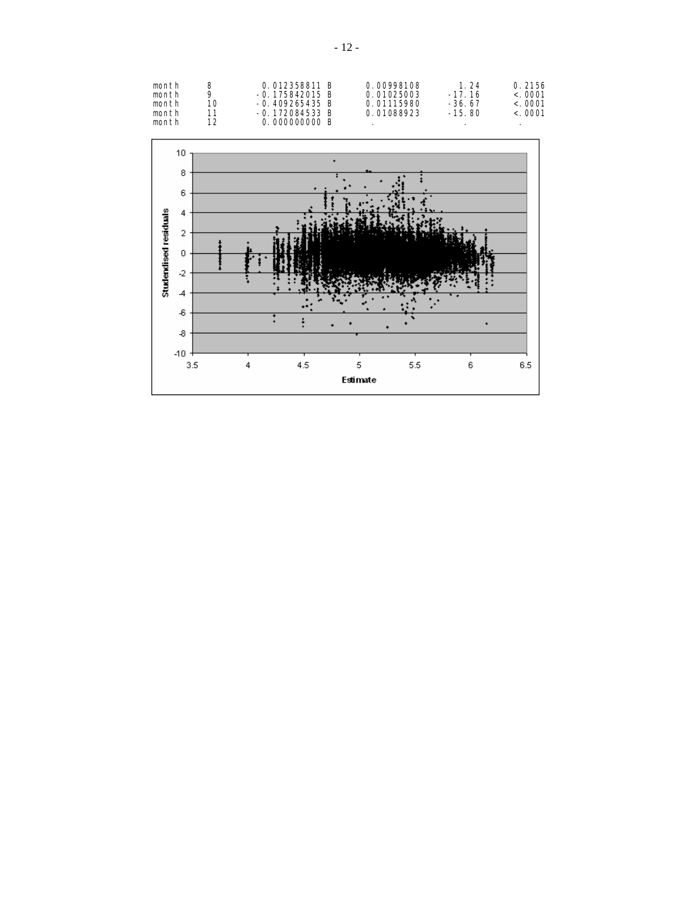| | | | | | |
|---|---|---|---|---|---|
| month | 8 | 0.012358811 B | 0.00998108 | 1.24 | 0.2156 |
| month | 9 | -0.175842015 B | 0.01025003 | -17.16 | <.0001 |
| month | 10 | -0.409265435 B | 0.01115980 | -36.67 | <.0001 |
| month | 11 | -0.172084533 B | 0.01088923 | -15.80 | <.0001 |
| month | 12 | 0.000000000 B | . | . | . |

Studendised residuals

10
8
6
4
2
0
-2
-4
-6
-8
-10

3.5
4
4.5
5
5.5
6
6.5

Estimate